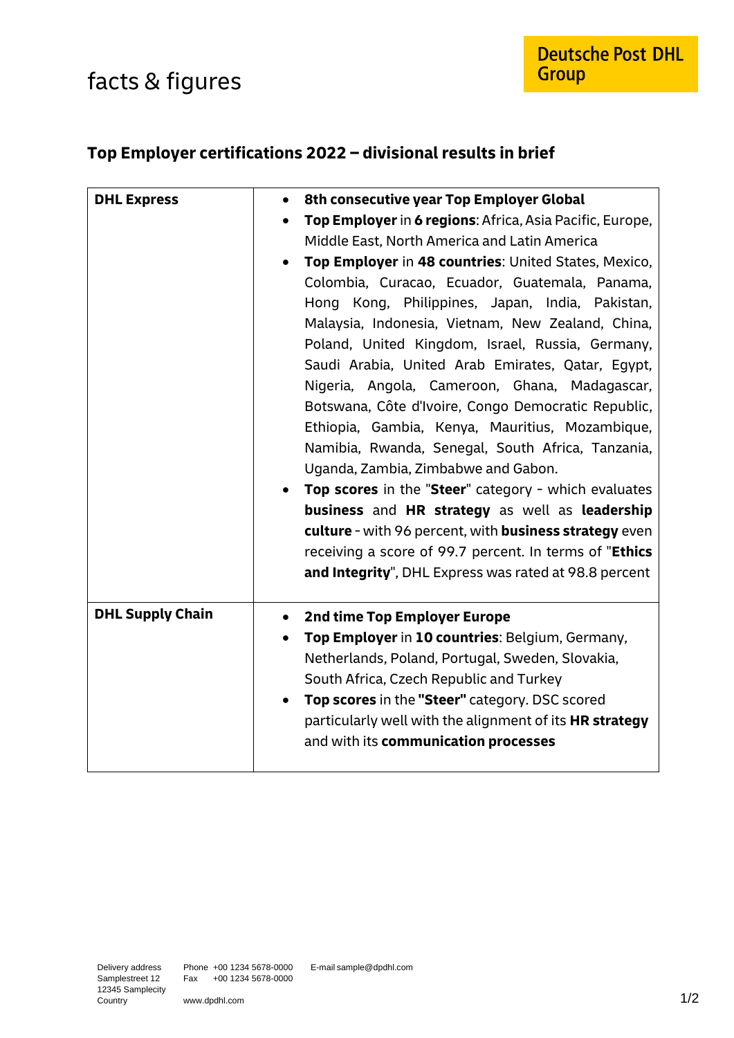facts & figures

Deutsche Post DHL Group

## Top Employer certifications 2022 – divisional results in brief

| | |
|---|---|
| **DHL Express** | • **8th consecutive year Top Employer Global**<br>• **Top Employer** in **6 regions**: Africa, Asia Pacific, Europe, Middle East, North America and Latin America<br>• **Top Employer** in **48 countries**: United States, Mexico, Colombia, Curacao, Ecuador, Guatemala, Panama, Hong Kong, Philippines, Japan, India, Pakistan, Malaysia, Indonesia, Vietnam, New Zealand, China, Poland, United Kingdom, Israel, Russia, Germany, Saudi Arabia, United Arab Emirates, Qatar, Egypt, Nigeria, Angola, Cameroon, Ghana, Madagascar, Botswana, Côte d'Ivoire, Congo Democratic Republic, Ethiopia, Gambia, Kenya, Mauritius, Mozambique, Namibia, Rwanda, Senegal, South Africa, Tanzania, Uganda, Zambia, Zimbabwe and Gabon.<br>• **Top scores** in the "**Steer**" category - which evaluates **business** and **HR strategy** as well as **leadership culture** - with 96 percent, with **business strategy** even receiving a score of 99.7 percent. In terms of "**Ethics and Integrity**", DHL Express was rated at 98.8 percent |
| **DHL Supply Chain** | • **2nd time Top Employer Europe**<br>• **Top Employer** in **10 countries**: Belgium, Germany, Netherlands, Poland, Portugal, Sweden, Slovakia, South Africa, Czech Republic and Turkey<br>• **Top scores** in the **"Steer"** category. DSC scored particularly well with the alignment of its **HR strategy** and with its **communication processes** |

Delivery address
Samplestreet 12
12345 Samplecity
Country

Phone +00 1234 5678-0000
Fax +00 1234 5678-0000

www.dpdhl.com

E-mail sample@dpdhl.com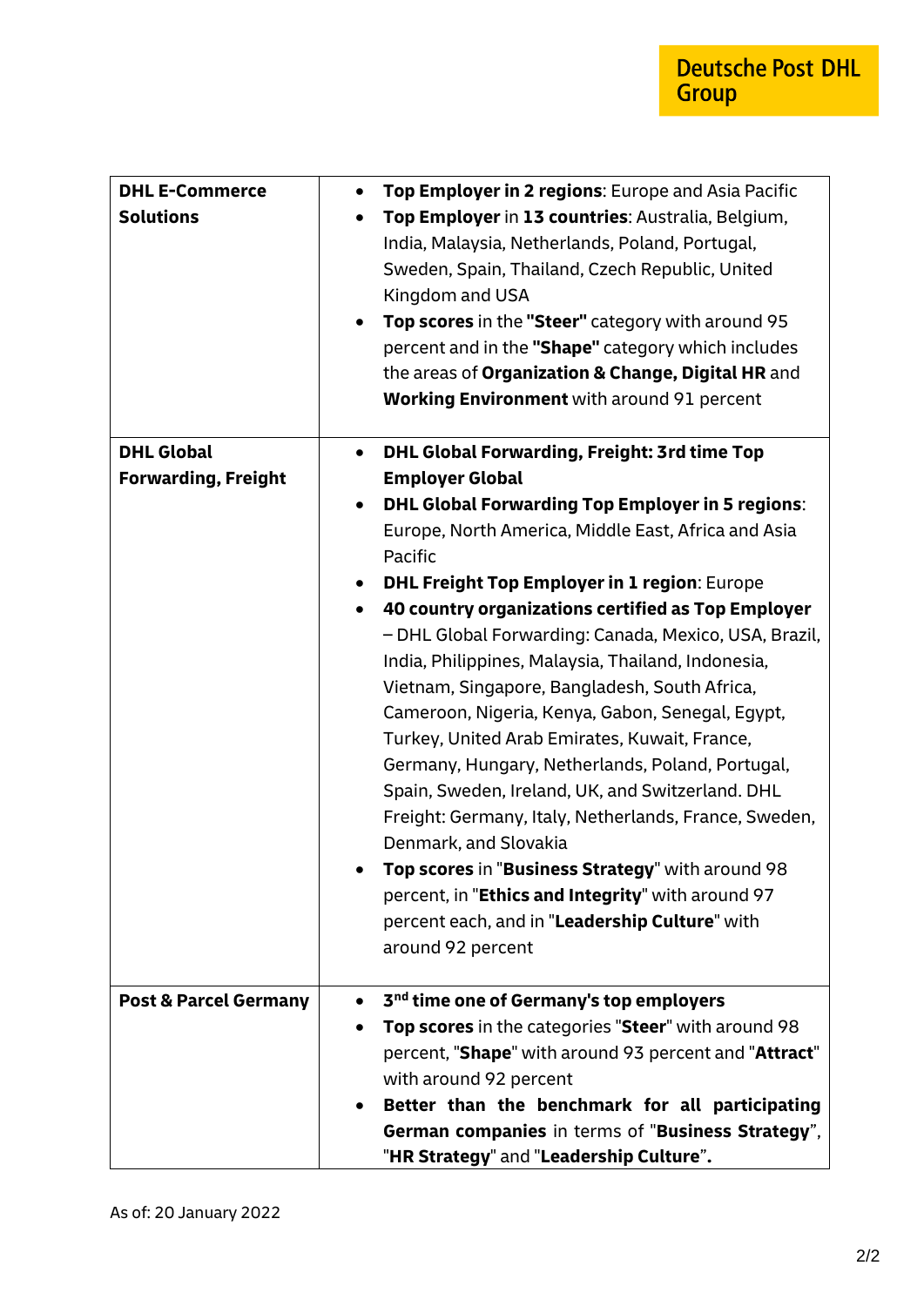Deutsche Post DHL Group

| | |
|---|---|
| **DHL E-Commerce Solutions** | • **Top Employer in 2 regions**: Europe and Asia Pacific<br>• **Top Employer** in **13 countries**: Australia, Belgium, India, Malaysia, Netherlands, Poland, Portugal, Sweden, Spain, Thailand, Czech Republic, United Kingdom and USA<br>• **Top scores** in the **"Steer"** category with around 95 percent and in the **"Shape"** category which includes the areas of **Organization & Change, Digital HR** and **Working Environment** with around 91 percent |
| **DHL Global Forwarding, Freight** | • **DHL Global Forwarding, Freight: 3rd time Top Employer Global**<br>• **DHL Global Forwarding Top Employer in 5 regions**: Europe, North America, Middle East, Africa and Asia Pacific<br>• **DHL Freight Top Employer in 1 region**: Europe<br>• **40 country organizations certified as Top Employer** – DHL Global Forwarding: Canada, Mexico, USA, Brazil, India, Philippines, Malaysia, Thailand, Indonesia, Vietnam, Singapore, Bangladesh, South Africa, Cameroon, Nigeria, Kenya, Gabon, Senegal, Egypt, Turkey, United Arab Emirates, Kuwait, France, Germany, Hungary, Netherlands, Poland, Portugal, Spain, Sweden, Ireland, UK, and Switzerland. DHL Freight: Germany, Italy, Netherlands, France, Sweden, Denmark, and Slovakia<br>• **Top scores** in "**Business Strategy**" with around 98 percent, in "**Ethics and Integrity**" with around 97 percent each, and in "**Leadership Culture**" with around 92 percent |
| **Post & Parcel Germany** | • **3rd time one of Germany's top employers**<br>• **Top scores** in the categories "**Steer**" with around 98 percent, "**Shape**" with around 93 percent and "**Attract**" with around 92 percent<br>• **Better than the benchmark for all participating German companies** in terms of "**Business Strategy**", "**HR Strategy**" and "**Leadership Culture**". |

As of: 20 January 2022